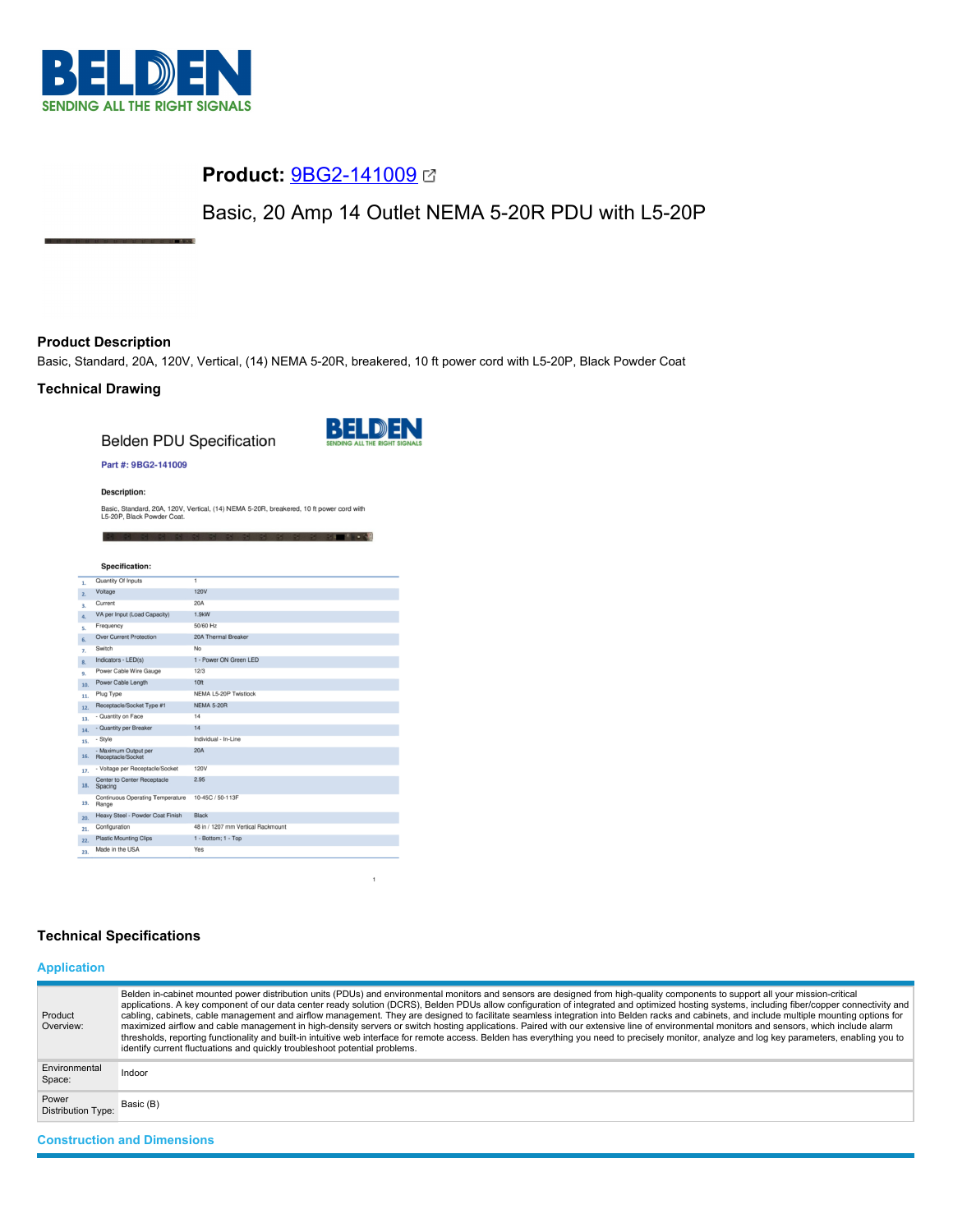# Product: 9BG2-141009

Basic, 20 Amp 14 Outlet NEMA 5-20R PDU with L5-20P

## Product Description

Basic, Standard, 20A, 120V, Vertical, (14) NEMA 5-20R, breakered, 10 ft power cord with L5-20P, Black Powder Coat

## Technical Drawing

Belden PDU Specification

**Part #: 9BG2-141009**

**Description:**

Basic, Standard, 20A, 120V, Vertical, (14) NEMA 5-20R, breakered, 10 ft power cord with L5-20P, Black Powder Coat.

**Specification:**

| # | Specification | Value |
|---|---|---|
| 1. | Quantity Of Inputs | 1 |
| 2. | Voltage | 120V |
| 3. | Current | 20A |
| 4. | VA per Input (Load Capacity) | 1.9kW |
| 5. | Frequency | 50/60 Hz |
| 6. | Over Current Protection | 20A Thermal Breaker |
| 7. | Switch | No |
| 8. | Indicators - LED(s) | 1 - Power ON Green LED |
| 9. | Power Cable Wire Gauge | 12/3 |
| 10. | Power Cable Length | 10ft |
| 11. | Plug Type | NEMA L5-20P Twistlock |
| 12. | Receptacle/Socket Type #1 | NEMA 5-20R |
| 13. | - Quantity on Face | 14 |
| 14. | - Quantity per Breaker | 14 |
| 15. | - Style | Individual - In-Line |
| 16. | - Maximum Output per Receptacle/Socket | 20A |
| 17. | - Voltage per Receptacle/Socket | 120V |
| 18. | Center to Center Receptacle Spacing | 2.95 |
| 19. | Continuous Operating Temperature Range | 10-45C / 50-113F |
| 20. | Heavy Steel - Powder Coat Finish | Black |
| 21. | Configuration | 48 in / 1207 mm Vertical Rackmount |
| 22. | Plastic Mounting Clips | 1 - Bottom; 1 - Top |
| 23. | Made in the USA | Yes |

## Technical Specifications

### Application

| | |
|---|---|
| Product Overview: | Belden in-cabinet mounted power distribution units (PDUs) and environmental monitors and sensors are designed from high-quality components to support all your mission-critical applications. A key component of our data center ready solution (DCRS), Belden PDUs allow configuration of integrated and optimized hosting systems, including fiber/copper connectivity and cabling, cabinets, cable management and airflow management. They are designed to facilitate seamless integration into Belden racks and cabinets, and include multiple mounting options for maximized airflow and cable management in high-density servers or switch hosting applications. Paired with our extensive line of environmental monitors and sensors, which include alarm thresholds, reporting functionality and built-in intuitive web interface for remote access. Belden has everything you need to precisely monitor, analyze and log key parameters, enabling you to identify current fluctuations and quickly troubleshoot potential problems. |
| Environmental Space: | Indoor |
| Power Distribution Type: | Basic (B) |

### Construction and Dimensions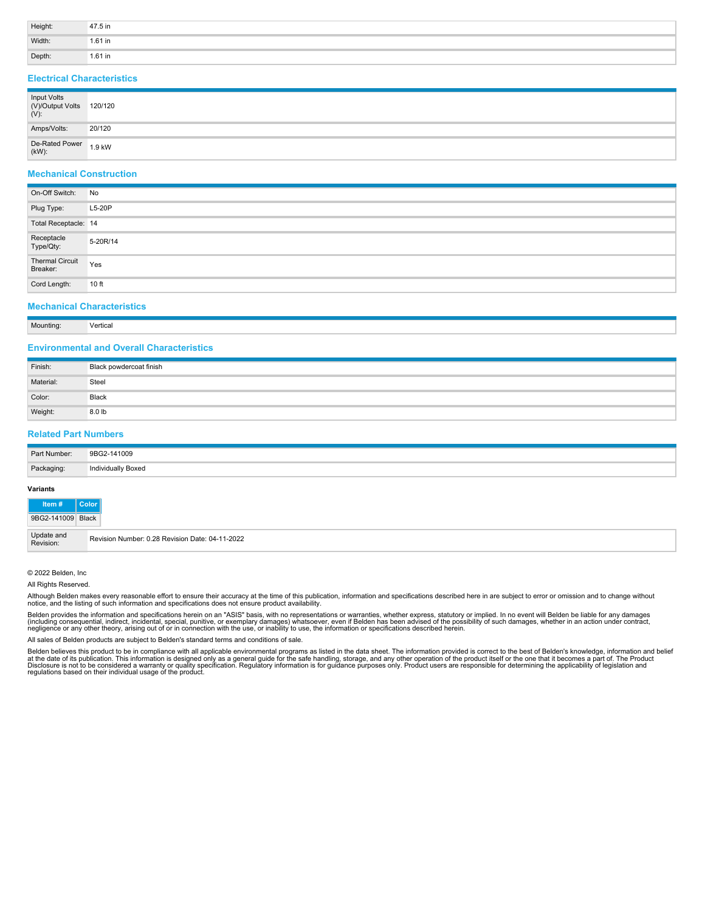| | |
|---|---|
| Height: | 47.5 in |
| Width: | 1.61 in |
| Depth: | 1.61 in |

## Electrical Characteristics

| | |
|---|---|
| Input Volts (V)/Output Volts (V): | 120/120 |
| Amps/Volts: | 20/120 |
| De-Rated Power (kW): | 1.9 kW |

## Mechanical Construction

| | |
|---|---|
| On-Off Switch: | No |
| Plug Type: | L5-20P |
| Total Receptacle: | 14 |
| Receptacle Type/Qty: | 5-20R/14 |
| Thermal Circuit Breaker: | Yes |
| Cord Length: | 10 ft |

## Mechanical Characteristics

| | |
|---|---|
| Mounting: | Vertical |

## Environmental and Overall Characteristics

| | |
|---|---|
| Finish: | Black powdercoat finish |
| Material: | Steel |
| Color: | Black |
| Weight: | 8.0 lb |

## Related Part Numbers

| | |
|---|---|
| Part Number: | 9BG2-141009 |
| Packaging: | Individually Boxed |

**Variants**

| Item # | Color |
|---|---|
| 9BG2-141009 | Black |

| | |
|---|---|
| Update and Revision: | Revision Number: 0.28 Revision Date: 04-11-2022 |

© 2022 Belden, Inc

All Rights Reserved.

Although Belden makes every reasonable effort to ensure their accuracy at the time of this publication, information and specifications described here in are subject to error or omission and to change without notice, and the listing of such information and specifications does not ensure product availability.

Belden provides the information and specifications herein on an "ASIS" basis, with no representations or warranties, whether express, statutory or implied. In no event will Belden be liable for any damages (including consequential, indirect, incidental, special, punitive, or exemplary damages) whatsoever, even if Belden has been advised of the possibility of such damages, whether in an action under contract, negligence or any other theory, arising out of or in connection with the use, or inability to use, the information or specifications described herein.

All sales of Belden products are subject to Belden's standard terms and conditions of sale.

Belden believes this product to be in compliance with all applicable environmental programs as listed in the data sheet. The information provided is correct to the best of Belden's knowledge, information and belief at the date of its publication. This information is designed only as a general guide for the safe handling, storage, and any other operation of the product itself or the one that it becomes a part of. The Product Disclosure is not to be considered a warranty or quality specification. Regulatory information is for guidance purposes only. Product users are responsible for determining the applicability of legislation and regulations based on their individual usage of the product.